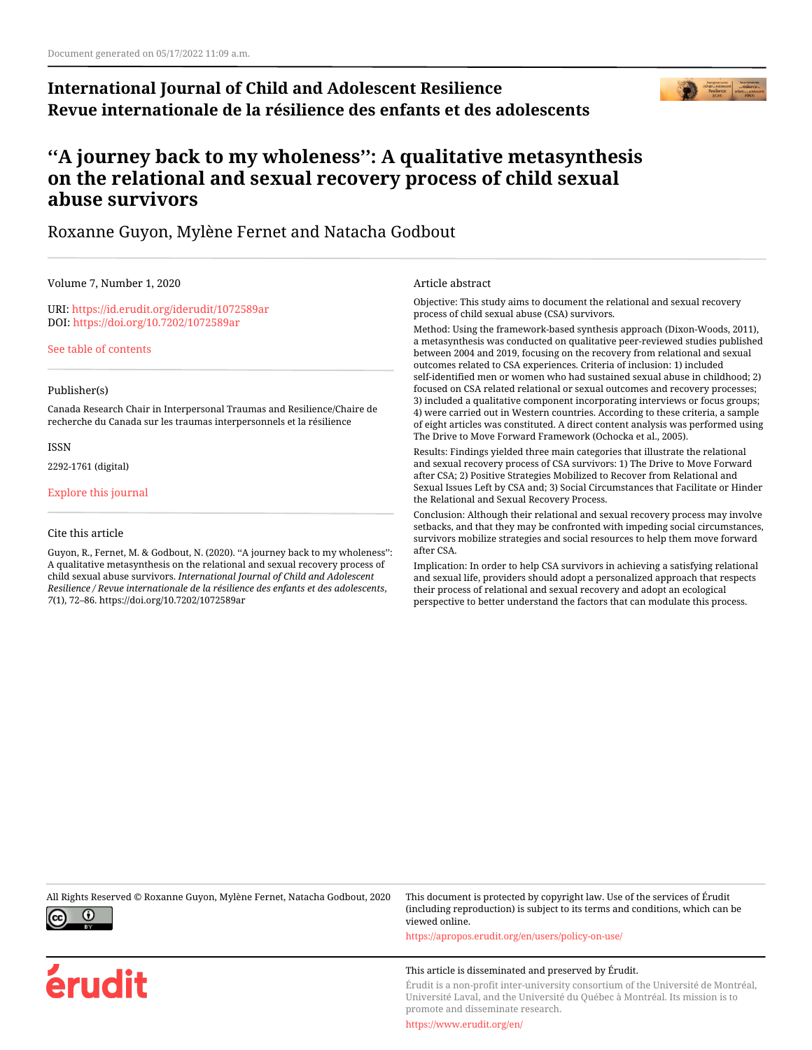Document generated on 05/17/2022 11:09 a.m.

**International Journal of Child and Adolescent Resilience**
**Revue internationale de la résilience des enfants et des adolescents**

# ‘‘A journey back to my wholeness’’: A qualitative metasynthesis on the relational and sexual recovery process of child sexual abuse survivors

Roxanne Guyon, Mylène Fernet and Natacha Godbout

Volume 7, Number 1, 2020

URI: https://id.erudit.org/iderudit/1072589ar
DOI: https://doi.org/10.7202/1072589ar

See table of contents

Publisher(s)

Canada Research Chair in Interpersonal Traumas and Resilience/Chaire de recherche du Canada sur les traumas interpersonnels et la résilience

ISSN

2292-1761 (digital)

Explore this journal

Cite this article

Guyon, R., Fernet, M. & Godbout, N. (2020). ‘‘A journey back to my wholeness’’: A qualitative metasynthesis on the relational and sexual recovery process of child sexual abuse survivors. *International Journal of Child and Adolescent Resilience / Revue internationale de la résilience des enfants et des adolescents*, *7*(1), 72–86. https://doi.org/10.7202/1072589ar

Article abstract

Objective: This study aims to document the relational and sexual recovery process of child sexual abuse (CSA) survivors.

Method: Using the framework-based synthesis approach (Dixon-Woods, 2011), a metasynthesis was conducted on qualitative peer-reviewed studies published between 2004 and 2019, focusing on the recovery from relational and sexual outcomes related to CSA experiences. Criteria of inclusion: 1) included self-identified men or women who had sustained sexual abuse in childhood; 2) focused on CSA related relational or sexual outcomes and recovery processes; 3) included a qualitative component incorporating interviews or focus groups; 4) were carried out in Western countries. According to these criteria, a sample of eight articles was constituted. A direct content analysis was performed using The Drive to Move Forward Framework (Ochocka et al., 2005).

Results: Findings yielded three main categories that illustrate the relational and sexual recovery process of CSA survivors: 1) The Drive to Move Forward after CSA; 2) Positive Strategies Mobilized to Recover from Relational and Sexual Issues Left by CSA and; 3) Social Circumstances that Facilitate or Hinder the Relational and Sexual Recovery Process.

Conclusion: Although their relational and sexual recovery process may involve setbacks, and that they may be confronted with impeding social circumstances, survivors mobilize strategies and social resources to help them move forward after CSA.

Implication: In order to help CSA survivors in achieving a satisfying relational and sexual life, providers should adopt a personalized approach that respects their process of relational and sexual recovery and adopt an ecological perspective to better understand the factors that can modulate this process.

All Rights Reserved © Roxanne Guyon, Mylène Fernet, Natacha Godbout, 2020

This document is protected by copyright law. Use of the services of Érudit (including reproduction) is subject to its terms and conditions, which can be viewed online.

https://apropos.erudit.org/en/users/policy-on-use/

This article is disseminated and preserved by Érudit.

Érudit is a non-profit inter-university consortium of the Université de Montréal, Université Laval, and the Université du Québec à Montréal. Its mission is to promote and disseminate research.

https://www.erudit.org/en/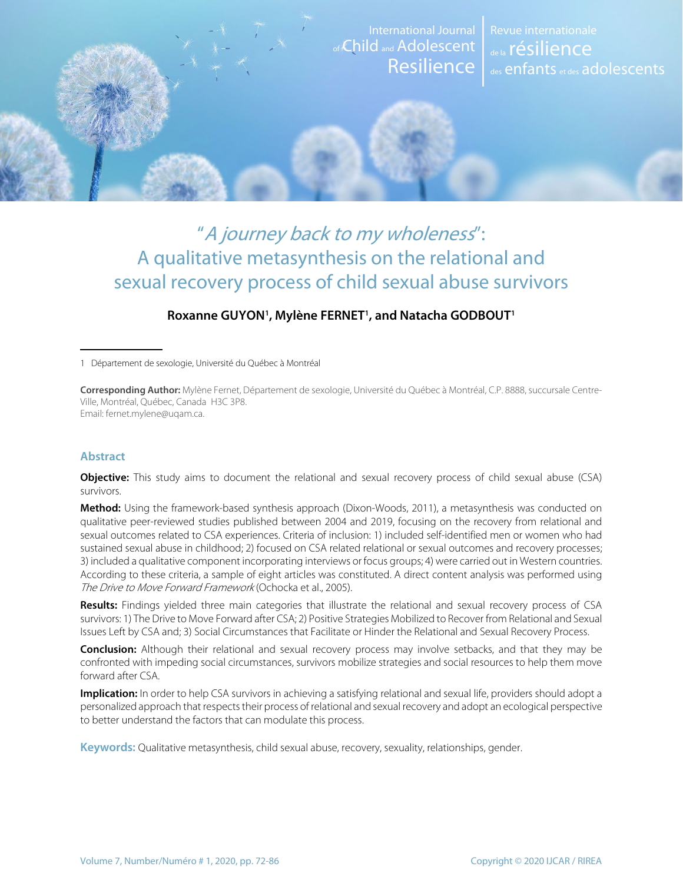# "*A journey back to my wholeness*": A qualitative metasynthesis on the relational and sexual recovery process of child sexual abuse survivors

**Roxanne GUYON[1], Mylène FERNET[1], and Natacha GODBOUT[1]**

1 Département de sexologie, Université du Québec à Montréal

**Corresponding Author:** Mylène Fernet, Département de sexologie, Université du Québec à Montréal, C.P. 8888, succursale Centre-Ville, Montréal, Québec, Canada H3C 3P8.
Email: fernet.mylene@uqam.ca.

## Abstract

**Objective:** This study aims to document the relational and sexual recovery process of child sexual abuse (CSA) survivors.

**Method:** Using the framework-based synthesis approach (Dixon-Woods, 2011), a metasynthesis was conducted on qualitative peer-reviewed studies published between 2004 and 2019, focusing on the recovery from relational and sexual outcomes related to CSA experiences. Criteria of inclusion: 1) included self-identified men or women who had sustained sexual abuse in childhood; 2) focused on CSA related relational or sexual outcomes and recovery processes; 3) included a qualitative component incorporating interviews or focus groups; 4) were carried out in Western countries. According to these criteria, a sample of eight articles was constituted. A direct content analysis was performed using *The Drive to Move Forward Framework* (Ochocka et al., 2005).

**Results:** Findings yielded three main categories that illustrate the relational and sexual recovery process of CSA survivors: 1) The Drive to Move Forward after CSA; 2) Positive Strategies Mobilized to Recover from Relational and Sexual Issues Left by CSA and; 3) Social Circumstances that Facilitate or Hinder the Relational and Sexual Recovery Process.

**Conclusion:** Although their relational and sexual recovery process may involve setbacks, and that they may be confronted with impeding social circumstances, survivors mobilize strategies and social resources to help them move forward after CSA.

**Implication:** In order to help CSA survivors in achieving a satisfying relational and sexual life, providers should adopt a personalized approach that respects their process of relational and sexual recovery and adopt an ecological perspective to better understand the factors that can modulate this process.

**Keywords:** Qualitative metasynthesis, child sexual abuse, recovery, sexuality, relationships, gender.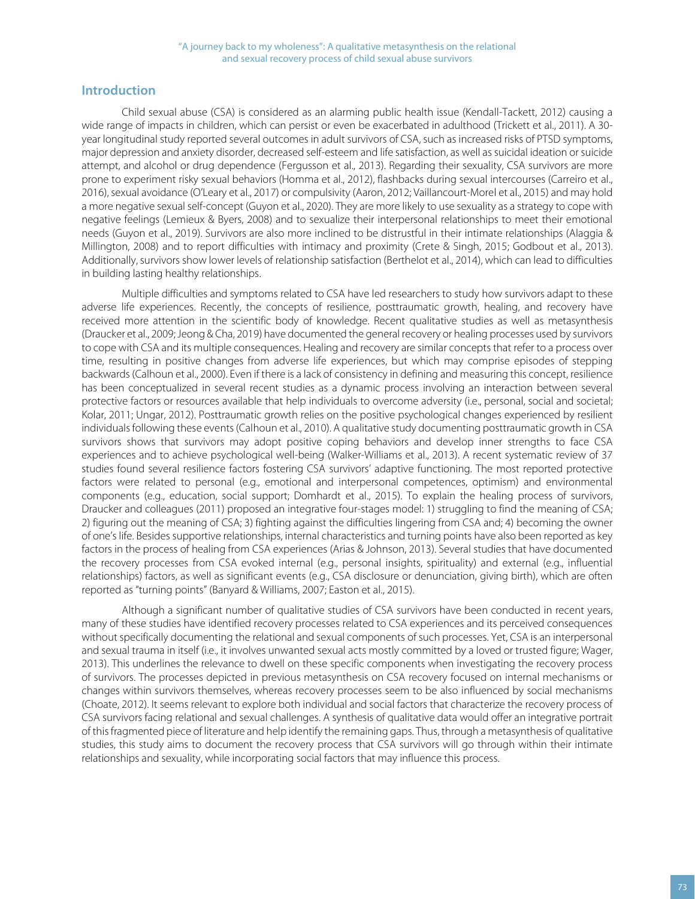## Introduction

Child sexual abuse (CSA) is considered as an alarming public health issue (Kendall-Tackett, 2012) causing a wide range of impacts in children, which can persist or even be exacerbated in adulthood (Trickett et al., 2011). A 30-year longitudinal study reported several outcomes in adult survivors of CSA, such as increased risks of PTSD symptoms, major depression and anxiety disorder, decreased self-esteem and life satisfaction, as well as suicidal ideation or suicide attempt, and alcohol or drug dependence (Fergusson et al., 2013). Regarding their sexuality, CSA survivors are more prone to experiment risky sexual behaviors (Homma et al., 2012), flashbacks during sexual intercourses (Carreiro et al., 2016), sexual avoidance (O'Leary et al., 2017) or compulsivity (Aaron, 2012; Vaillancourt-Morel et al., 2015) and may hold a more negative sexual self-concept (Guyon et al., 2020). They are more likely to use sexuality as a strategy to cope with negative feelings (Lemieux & Byers, 2008) and to sexualize their interpersonal relationships to meet their emotional needs (Guyon et al., 2019). Survivors are also more inclined to be distrustful in their intimate relationships (Alaggia & Millington, 2008) and to report difficulties with intimacy and proximity (Crete & Singh, 2015; Godbout et al., 2013). Additionally, survivors show lower levels of relationship satisfaction (Berthelot et al., 2014), which can lead to difficulties in building lasting healthy relationships.

Multiple difficulties and symptoms related to CSA have led researchers to study how survivors adapt to these adverse life experiences. Recently, the concepts of resilience, posttraumatic growth, healing, and recovery have received more attention in the scientific body of knowledge. Recent qualitative studies as well as metasynthesis (Draucker et al., 2009; Jeong & Cha, 2019) have documented the general recovery or healing processes used by survivors to cope with CSA and its multiple consequences. Healing and recovery are similar concepts that refer to a process over time, resulting in positive changes from adverse life experiences, but which may comprise episodes of stepping backwards (Calhoun et al., 2000). Even if there is a lack of consistency in defining and measuring this concept, resilience has been conceptualized in several recent studies as a dynamic process involving an interaction between several protective factors or resources available that help individuals to overcome adversity (i.e., personal, social and societal; Kolar, 2011; Ungar, 2012). Posttraumatic growth relies on the positive psychological changes experienced by resilient individuals following these events (Calhoun et al., 2010). A qualitative study documenting posttraumatic growth in CSA survivors shows that survivors may adopt positive coping behaviors and develop inner strengths to face CSA experiences and to achieve psychological well-being (Walker-Williams et al., 2013). A recent systematic review of 37 studies found several resilience factors fostering CSA survivors' adaptive functioning. The most reported protective factors were related to personal (e.g., emotional and interpersonal competences, optimism) and environmental components (e.g., education, social support; Domhardt et al., 2015). To explain the healing process of survivors, Draucker and colleagues (2011) proposed an integrative four-stages model: 1) struggling to find the meaning of CSA; 2) figuring out the meaning of CSA; 3) fighting against the difficulties lingering from CSA and; 4) becoming the owner of one's life. Besides supportive relationships, internal characteristics and turning points have also been reported as key factors in the process of healing from CSA experiences (Arias & Johnson, 2013). Several studies that have documented the recovery processes from CSA evoked internal (e.g., personal insights, spirituality) and external (e.g., influential relationships) factors, as well as significant events (e.g., CSA disclosure or denunciation, giving birth), which are often reported as "turning points" (Banyard & Williams, 2007; Easton et al., 2015).

Although a significant number of qualitative studies of CSA survivors have been conducted in recent years, many of these studies have identified recovery processes related to CSA experiences and its perceived consequences without specifically documenting the relational and sexual components of such processes. Yet, CSA is an interpersonal and sexual trauma in itself (i.e., it involves unwanted sexual acts mostly committed by a loved or trusted figure; Wager, 2013). This underlines the relevance to dwell on these specific components when investigating the recovery process of survivors. The processes depicted in previous metasynthesis on CSA recovery focused on internal mechanisms or changes within survivors themselves, whereas recovery processes seem to be also influenced by social mechanisms (Choate, 2012). It seems relevant to explore both individual and social factors that characterize the recovery process of CSA survivors facing relational and sexual challenges. A synthesis of qualitative data would offer an integrative portrait of this fragmented piece of literature and help identify the remaining gaps. Thus, through a metasynthesis of qualitative studies, this study aims to document the recovery process that CSA survivors will go through within their intimate relationships and sexuality, while incorporating social factors that may influence this process.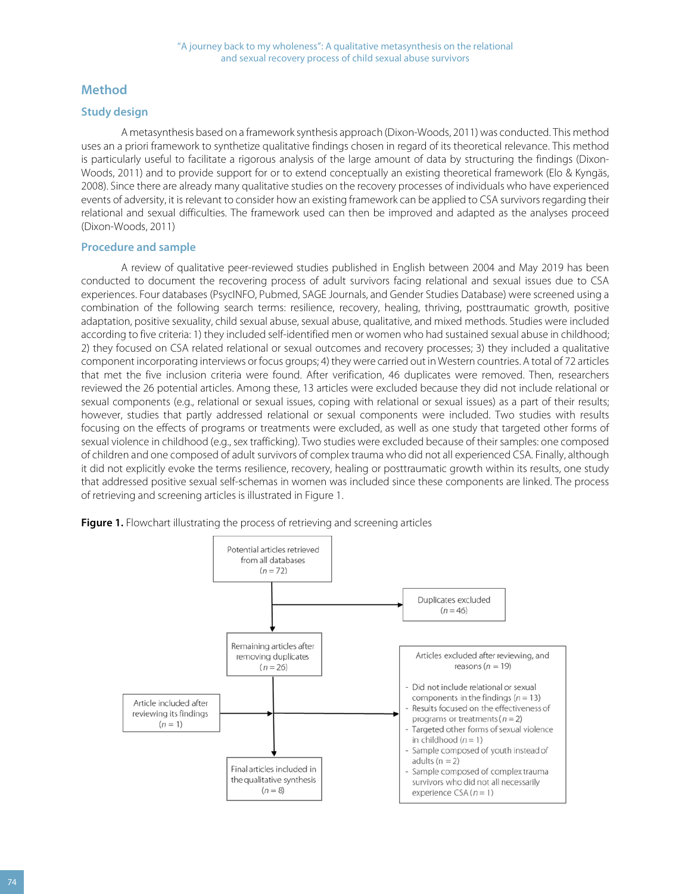## Method

### Study design

A metasynthesis based on a framework synthesis approach (Dixon-Woods, 2011) was conducted. This method uses an a priori framework to synthetize qualitative findings chosen in regard of its theoretical relevance. This method is particularly useful to facilitate a rigorous analysis of the large amount of data by structuring the findings (Dixon-Woods, 2011) and to provide support for or to extend conceptually an existing theoretical framework (Elo & Kyngäs, 2008). Since there are already many qualitative studies on the recovery processes of individuals who have experienced events of adversity, it is relevant to consider how an existing framework can be applied to CSA survivors regarding their relational and sexual difficulties. The framework used can then be improved and adapted as the analyses proceed (Dixon-Woods, 2011)

### Procedure and sample

A review of qualitative peer-reviewed studies published in English between 2004 and May 2019 has been conducted to document the recovering process of adult survivors facing relational and sexual issues due to CSA experiences. Four databases (PsycINFO, Pubmed, SAGE Journals, and Gender Studies Database) were screened using a combination of the following search terms: resilience, recovery, healing, thriving, posttraumatic growth, positive adaptation, positive sexuality, child sexual abuse, sexual abuse, qualitative, and mixed methods. Studies were included according to five criteria: 1) they included self-identified men or women who had sustained sexual abuse in childhood; 2) they focused on CSA related relational or sexual outcomes and recovery processes; 3) they included a qualitative component incorporating interviews or focus groups; 4) they were carried out in Western countries. A total of 72 articles that met the five inclusion criteria were found. After verification, 46 duplicates were removed. Then, researchers reviewed the 26 potential articles. Among these, 13 articles were excluded because they did not include relational or sexual components (e.g., relational or sexual issues, coping with relational or sexual issues) as a part of their results; however, studies that partly addressed relational or sexual components were included. Two studies with results focusing on the effects of programs or treatments were excluded, as well as one study that targeted other forms of sexual violence in childhood (e.g., sex trafficking). Two studies were excluded because of their samples: one composed of children and one composed of adult survivors of complex trauma who did not all experienced CSA. Finally, although it did not explicitly evoke the terms resilience, recovery, healing or posttraumatic growth within its results, one study that addressed positive sexual self-schemas in women was included since these components are linked. The process of retrieving and screening articles is illustrated in Figure 1.

**Figure 1.** Flowchart illustrating the process of retrieving and screening articles

Potential articles retrieved from all databases (*n* = 72)

Duplicates excluded (*n* = 46)

Remaining articles after removing duplicates (*n* = 26)

Article included after reviewing its findings (*n* = 1)

Articles excluded after reviewing, and reasons (*n* = 19)
- Did not include relational or sexual components in the findings (*n* = 13)
- Results focused on the effectiveness of programs or treatments (*n* = 2)
- Targeted other forms of sexual violence in childhood (*n* = 1)
- Sample composed of youth instead of adults (n = 2)
- Sample composed of complex trauma survivors who did not all necessarily experience CSA (*n* = 1)

Final articles included in the qualitative synthesis (*n* = 8)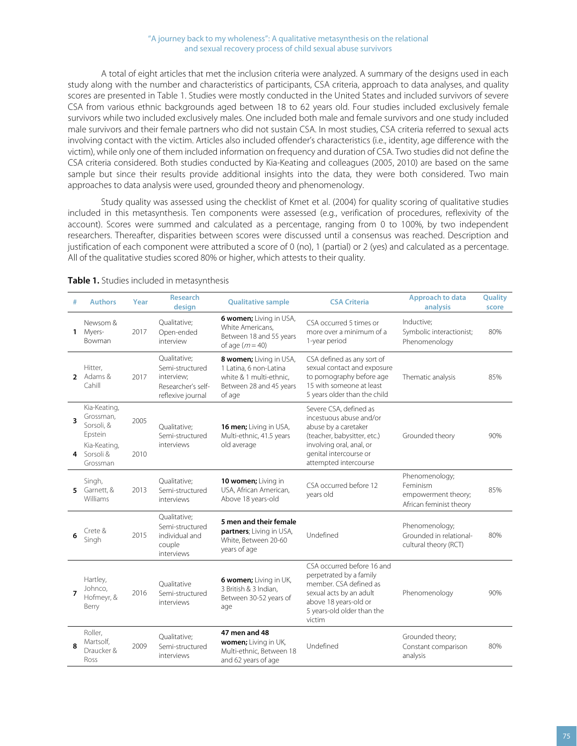A total of eight articles that met the inclusion criteria were analyzed. A summary of the designs used in each study along with the number and characteristics of participants, CSA criteria, approach to data analyses, and quality scores are presented in Table 1. Studies were mostly conducted in the United States and included survivors of severe CSA from various ethnic backgrounds aged between 18 to 62 years old. Four studies included exclusively female survivors while two included exclusively males. One included both male and female survivors and one study included male survivors and their female partners who did not sustain CSA. In most studies, CSA criteria referred to sexual acts involving contact with the victim. Articles also included offender's characteristics (i.e., identity, age difference with the victim), while only one of them included information on frequency and duration of CSA. Two studies did not define the CSA criteria considered. Both studies conducted by Kia-Keating and colleagues (2005, 2010) are based on the same sample but since their results provide additional insights into the data, they were both considered. Two main approaches to data analysis were used, grounded theory and phenomenology.

Study quality was assessed using the checklist of Kmet et al. (2004) for quality scoring of qualitative studies included in this metasynthesis. Ten components were assessed (e.g., verification of procedures, reflexivity of the account). Scores were summed and calculated as a percentage, ranging from 0 to 100%, by two independent researchers. Thereafter, disparities between scores were discussed until a consensus was reached. Description and justification of each component were attributed a score of 0 (no), 1 (partial) or 2 (yes) and calculated as a percentage. All of the qualitative studies scored 80% or higher, which attests to their quality.

**Table 1.** Studies included in metasynthesis

| # | Authors | Year | Research design | Qualitative sample | CSA Criteria | Approach to data analysis | Quality score |
|---|---|---|---|---|---|---|---|
| 1 | Newsom & Myers-Bowman | 2017 | Qualitative; Open-ended interview | **6 women;** Living in USA, White Americans, Between 18 and 55 years of age ($m = 40$) | CSA occurred 5 times or more over a minimum of a 1-year period | Inductive; Symbolic interactionist; Phenomenology | 80% |
| 2 | Hitter, Adams & Cahill | 2017 | Qualitative; Semi-structured interview; Researcher's self-reflexive journal | **8 women;** Living in USA, 1 Latina, 6 non-Latina white & 1 multi-ethnic, Between 28 and 45 years of age | CSA defined as any sort of sexual contact and exposure to pornography before age 15 with someone at least 5 years older than the child | Thematic analysis | 85% |
| 3 | Kia-Keating, Grossman, Sorsoli, & Epstein | 2005 | Qualitative; Semi-structured interviews | **16 men;** Living in USA, Multi-ethnic, 41.5 years old average | Severe CSA, defined as incestuous abuse and/or abuse by a caretaker (teacher, babysitter, etc.) involving oral, anal, or genital intercourse or attempted intercourse | Grounded theory | 90% |
| 4 | Kia-Keating, Sorsoli & Grossman | 2010 | | | | | |
| 5 | Singh, Garnett, & Williams | 2013 | Qualitative; Semi-structured interviews | **10 women;** Living in USA, African American, Above 18 years-old | CSA occurred before 12 years old | Phenomenology; Feminism empowerment theory; African feminist theory | 85% |
| 6 | Crete & Singh | 2015 | Qualitative; Semi-structured individual and couple interviews | **5 men and their female partners**; Living in USA, White, Between 20-60 years of age | Undefined | Phenomenology; Grounded in relational-cultural theory (RCT) | 80% |
| 7 | Hartley, Johnco, Hofmeyr, & Berry | 2016 | Qualitative Semi-structured interviews | **6 women;** Living in UK, 3 British & 3 Indian, Between 30-52 years of age | CSA occurred before 16 and perpetrated by a family member. CSA defined as sexual acts by an adult above 18 years-old or 5 years-old older than the victim | Phenomenology | 90% |
| 8 | Roller, Martsolf, Draucker & Ross | 2009 | Qualitative; Semi-structured interviews | **47 men and 48 women;** Living in UK, Multi-ethnic, Between 18 and 62 years of age | Undefined | Grounded theory; Constant comparison analysis | 80% |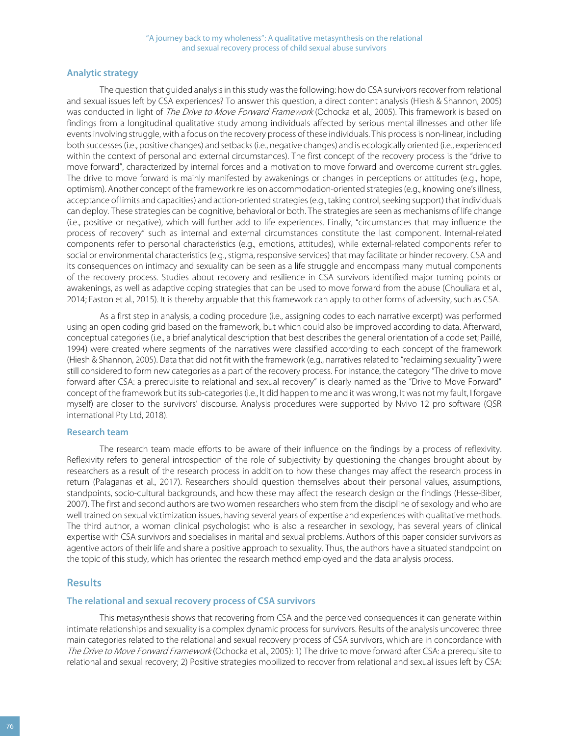### Analytic strategy

The question that guided analysis in this study was the following: how do CSA survivors recover from relational and sexual issues left by CSA experiences? To answer this question, a direct content analysis (Hiesh & Shannon, 2005) was conducted in light of *The Drive to Move Forward Framework* (Ochocka et al., 2005). This framework is based on findings from a longitudinal qualitative study among individuals affected by serious mental illnesses and other life events involving struggle, with a focus on the recovery process of these individuals. This process is non-linear, including both successes (i.e., positive changes) and setbacks (i.e., negative changes) and is ecologically oriented (i.e., experienced within the context of personal and external circumstances). The first concept of the recovery process is the "drive to move forward", characterized by internal forces and a motivation to move forward and overcome current struggles. The drive to move forward is mainly manifested by awakenings or changes in perceptions or attitudes (e.g., hope, optimism). Another concept of the framework relies on accommodation-oriented strategies (e.g., knowing one's illness, acceptance of limits and capacities) and action-oriented strategies (e.g., taking control, seeking support) that individuals can deploy. These strategies can be cognitive, behavioral or both. The strategies are seen as mechanisms of life change (i.e., positive or negative), which will further add to life experiences. Finally, "circumstances that may influence the process of recovery" such as internal and external circumstances constitute the last component. Internal-related components refer to personal characteristics (e.g., emotions, attitudes), while external-related components refer to social or environmental characteristics (e.g., stigma, responsive services) that may facilitate or hinder recovery. CSA and its consequences on intimacy and sexuality can be seen as a life struggle and encompass many mutual components of the recovery process. Studies about recovery and resilience in CSA survivors identified major turning points or awakenings, as well as adaptive coping strategies that can be used to move forward from the abuse (Chouliara et al., 2014; Easton et al., 2015). It is thereby arguable that this framework can apply to other forms of adversity, such as CSA.

As a first step in analysis, a coding procedure (i.e., assigning codes to each narrative excerpt) was performed using an open coding grid based on the framework, but which could also be improved according to data. Afterward, conceptual categories (i.e., a brief analytical description that best describes the general orientation of a code set; Paillé, 1994) were created where segments of the narratives were classified according to each concept of the framework (Hiesh & Shannon, 2005). Data that did not fit with the framework (e.g., narratives related to "reclaiming sexuality") were still considered to form new categories as a part of the recovery process. For instance, the category "The drive to move forward after CSA: a prerequisite to relational and sexual recovery" is clearly named as the "Drive to Move Forward" concept of the framework but its sub-categories (i.e., It did happen to me and it was wrong, It was not my fault, I forgave myself) are closer to the survivors' discourse. Analysis procedures were supported by Nvivo 12 pro software (QSR international Pty Ltd, 2018).

### Research team

The research team made efforts to be aware of their influence on the findings by a process of reflexivity. Reflexivity refers to general introspection of the role of subjectivity by questioning the changes brought about by researchers as a result of the research process in addition to how these changes may affect the research process in return (Palaganas et al., 2017). Researchers should question themselves about their personal values, assumptions, standpoints, socio-cultural backgrounds, and how these may affect the research design or the findings (Hesse-Biber, 2007). The first and second authors are two women researchers who stem from the discipline of sexology and who are well trained on sexual victimization issues, having several years of expertise and experiences with qualitative methods. The third author, a woman clinical psychologist who is also a researcher in sexology, has several years of clinical expertise with CSA survivors and specialises in marital and sexual problems. Authors of this paper consider survivors as agentive actors of their life and share a positive approach to sexuality. Thus, the authors have a situated standpoint on the topic of this study, which has oriented the research method employed and the data analysis process.

## Results

### The relational and sexual recovery process of CSA survivors

This metasynthesis shows that recovering from CSA and the perceived consequences it can generate within intimate relationships and sexuality is a complex dynamic process for survivors. Results of the analysis uncovered three main categories related to the relational and sexual recovery process of CSA survivors, which are in concordance with *The Drive to Move Forward Framework* (Ochocka et al., 2005): 1) The drive to move forward after CSA: a prerequisite to relational and sexual recovery; 2) Positive strategies mobilized to recover from relational and sexual issues left by CSA: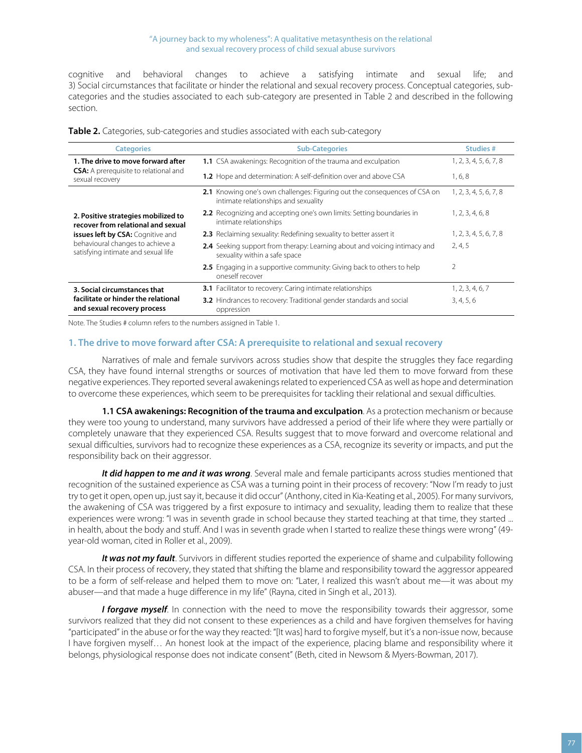cognitive and behavioral changes to achieve a satisfying intimate and sexual life; and 3) Social circumstances that facilitate or hinder the relational and sexual recovery process. Conceptual categories, sub-categories and the studies associated to each sub-category are presented in Table 2 and described in the following section.

**Table 2.** Categories, sub-categories and studies associated with each sub-category

| Categories | Sub-Categories | Studies # |
|---|---|---|
| **1. The drive to move forward after CSA:** A prerequisite to relational and sexual recovery | **1.1** CSA awakenings: Recognition of the trauma and exculpation | 1, 2, 3, 4, 5, 6, 7, 8 |
| | **1.2** Hope and determination: A self-definition over and above CSA | 1, 6, 8 |
| **2. Positive strategies mobilized to recover from relational and sexual issues left by CSA:** Cognitive and behavioural changes to achieve a satisfying intimate and sexual life | **2.1** Knowing one's own challenges: Figuring out the consequences of CSA on intimate relationships and sexuality | 1, 2, 3, 4, 5, 6, 7, 8 |
| | **2.2** Recognizing and accepting one's own limits: Setting boundaries in intimate relationships | 1, 2, 3, 4, 6, 8 |
| | **2.3** Reclaiming sexuality: Redefining sexuality to better assert it | 1, 2, 3, 4, 5, 6, 7, 8 |
| | **2.4** Seeking support from therapy: Learning about and voicing intimacy and sexuality within a safe space | 2, 4, 5 |
| | **2.5** Engaging in a supportive community: Giving back to others to help oneself recover | 2 |
| **3. Social circumstances that facilitate or hinder the relational and sexual recovery process** | **3.1** Facilitator to recovery: Caring intimate relationships | 1, 2, 3, 4, 6, 7 |
| | **3.2** Hindrances to recovery: Traditional gender standards and social oppression | 3, 4, 5, 6 |

Note. The Studies # column refers to the numbers assigned in Table 1.

## 1. The drive to move forward after CSA: A prerequisite to relational and sexual recovery

Narratives of male and female survivors across studies show that despite the struggles they face regarding CSA, they have found internal strengths or sources of motivation that have led them to move forward from these negative experiences. They reported several awakenings related to experienced CSA as well as hope and determination to overcome these experiences, which seem to be prerequisites for tackling their relational and sexual difficulties.

**1.1 CSA awakenings: Recognition of the trauma and exculpation**. As a protection mechanism or because they were too young to understand, many survivors have addressed a period of their life where they were partially or completely unaware that they experienced CSA. Results suggest that to move forward and overcome relational and sexual difficulties, survivors had to recognize these experiences as a CSA, recognize its severity or impacts, and put the responsibility back on their aggressor.

***It did happen to me and it was wrong***. Several male and female participants across studies mentioned that recognition of the sustained experience as CSA was a turning point in their process of recovery: "Now I'm ready to just try to get it open, open up, just say it, because it did occur" (Anthony, cited in Kia-Keating et al., 2005). For many survivors, the awakening of CSA was triggered by a first exposure to intimacy and sexuality, leading them to realize that these experiences were wrong: "I was in seventh grade in school because they started teaching at that time, they started ... in health, about the body and stuff. And I was in seventh grade when I started to realize these things were wrong" (49-year-old woman, cited in Roller et al., 2009).

***It was not my fault***. Survivors in different studies reported the experience of shame and culpability following CSA. In their process of recovery, they stated that shifting the blame and responsibility toward the aggressor appeared to be a form of self-release and helped them to move on: "Later, I realized this wasn't about me—it was about my abuser—and that made a huge difference in my life" (Rayna, cited in Singh et al., 2013).

***I forgave myself***. In connection with the need to move the responsibility towards their aggressor, some survivors realized that they did not consent to these experiences as a child and have forgiven themselves for having "participated" in the abuse or for the way they reacted: "[It was] hard to forgive myself, but it's a non-issue now, because I have forgiven myself… An honest look at the impact of the experience, placing blame and responsibility where it belongs, physiological response does not indicate consent" (Beth, cited in Newsom & Myers-Bowman, 2017).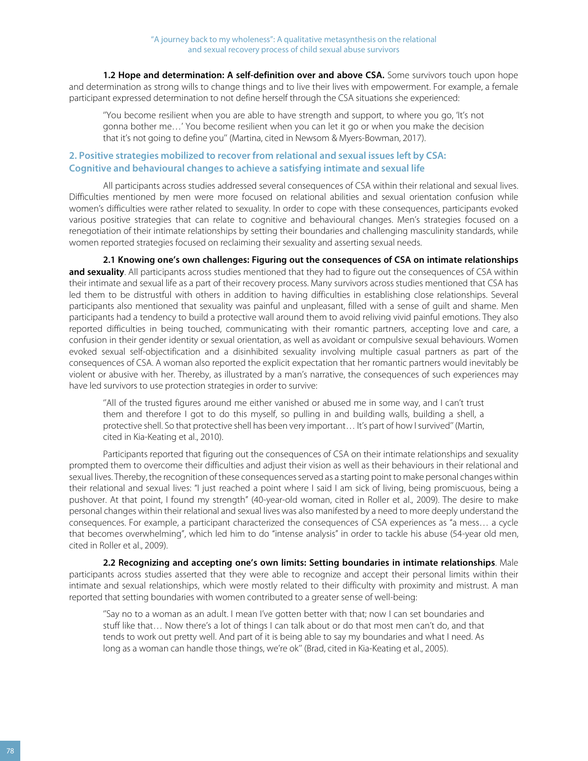**1.2 Hope and determination: A self-definition over and above CSA.** Some survivors touch upon hope and determination as strong wills to change things and to live their lives with empowerment. For example, a female participant expressed determination to not define herself through the CSA situations she experienced:

> "You become resilient when you are able to have strength and support, to where you go, 'It's not gonna bother me…' You become resilient when you can let it go or when you make the decision that it's not going to define you" (Martina, cited in Newsom & Myers-Bowman, 2017).

## 2. Positive strategies mobilized to recover from relational and sexual issues left by CSA: Cognitive and behavioural changes to achieve a satisfying intimate and sexual life

All participants across studies addressed several consequences of CSA within their relational and sexual lives. Difficulties mentioned by men were more focused on relational abilities and sexual orientation confusion while women's difficulties were rather related to sexuality. In order to cope with these consequences, participants evoked various positive strategies that can relate to cognitive and behavioural changes. Men's strategies focused on a renegotiation of their intimate relationships by setting their boundaries and challenging masculinity standards, while women reported strategies focused on reclaiming their sexuality and asserting sexual needs.

**2.1 Knowing one's own challenges: Figuring out the consequences of CSA on intimate relationships and sexuality**. All participants across studies mentioned that they had to figure out the consequences of CSA within their intimate and sexual life as a part of their recovery process. Many survivors across studies mentioned that CSA has led them to be distrustful with others in addition to having difficulties in establishing close relationships. Several participants also mentioned that sexuality was painful and unpleasant, filled with a sense of guilt and shame. Men participants had a tendency to build a protective wall around them to avoid reliving vivid painful emotions. They also reported difficulties in being touched, communicating with their romantic partners, accepting love and care, a confusion in their gender identity or sexual orientation, as well as avoidant or compulsive sexual behaviours. Women evoked sexual self-objectification and a disinhibited sexuality involving multiple casual partners as part of the consequences of CSA. A woman also reported the explicit expectation that her romantic partners would inevitably be violent or abusive with her. Thereby, as illustrated by a man's narrative, the consequences of such experiences may have led survivors to use protection strategies in order to survive:

> "All of the trusted figures around me either vanished or abused me in some way, and I can't trust them and therefore I got to do this myself, so pulling in and building walls, building a shell, a protective shell. So that protective shell has been very important… It's part of how I survived" (Martin, cited in Kia-Keating et al., 2010).

Participants reported that figuring out the consequences of CSA on their intimate relationships and sexuality prompted them to overcome their difficulties and adjust their vision as well as their behaviours in their relational and sexual lives. Thereby, the recognition of these consequences served as a starting point to make personal changes within their relational and sexual lives: "I just reached a point where I said I am sick of living, being promiscuous, being a pushover. At that point, I found my strength" (40-year-old woman, cited in Roller et al., 2009). The desire to make personal changes within their relational and sexual lives was also manifested by a need to more deeply understand the consequences. For example, a participant characterized the consequences of CSA experiences as "a mess… a cycle that becomes overwhelming", which led him to do "intense analysis" in order to tackle his abuse (54-year old men, cited in Roller et al., 2009).

**2.2 Recognizing and accepting one's own limits: Setting boundaries in intimate relationships**. Male participants across studies asserted that they were able to recognize and accept their personal limits within their intimate and sexual relationships, which were mostly related to their difficulty with proximity and mistrust. A man reported that setting boundaries with women contributed to a greater sense of well-being:

> "Say no to a woman as an adult. I mean I've gotten better with that; now I can set boundaries and stuff like that… Now there's a lot of things I can talk about or do that most men can't do, and that tends to work out pretty well. And part of it is being able to say my boundaries and what I need. As long as a woman can handle those things, we're ok" (Brad, cited in Kia-Keating et al., 2005).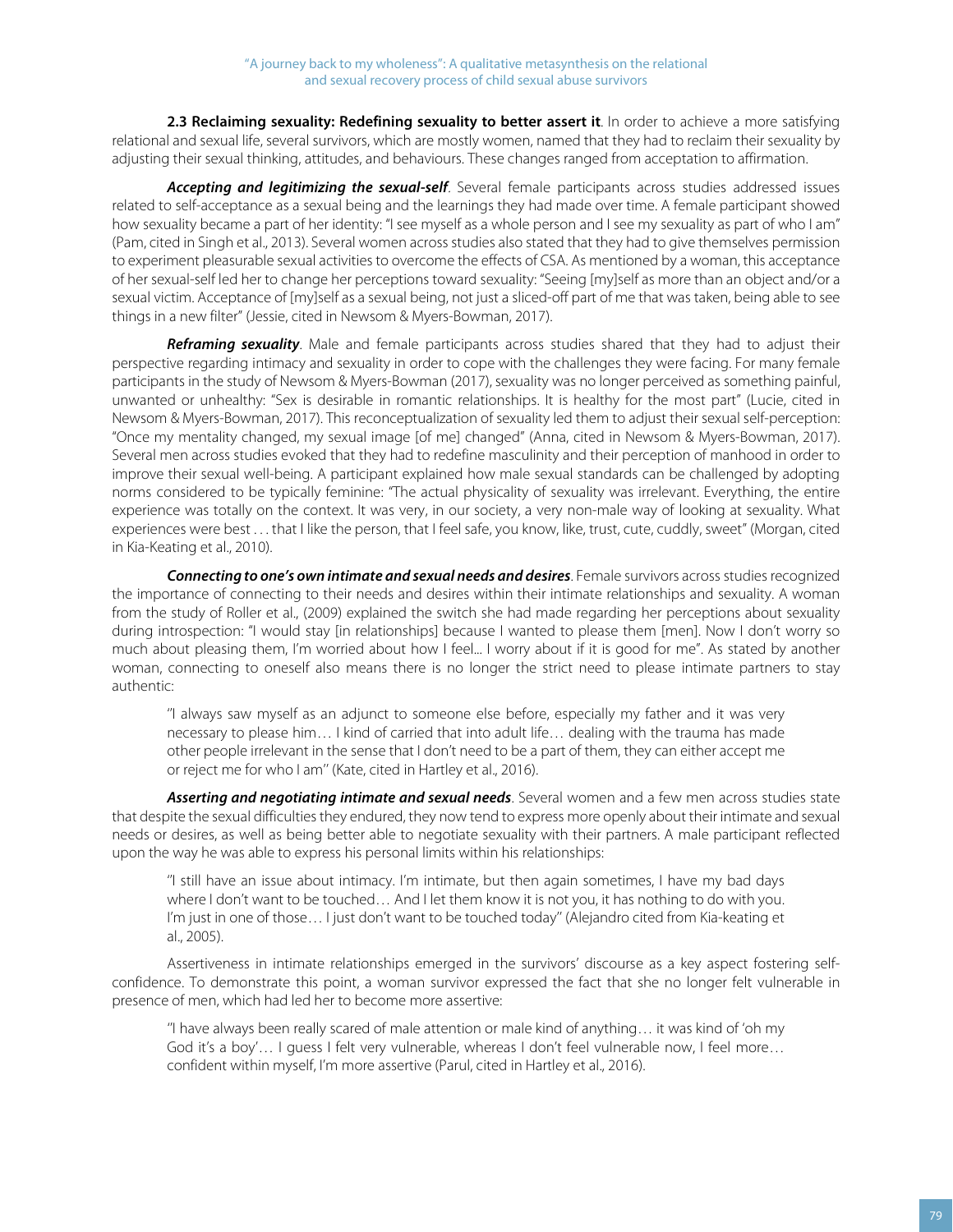**2.3 Reclaiming sexuality: Redefining sexuality to better assert it**. In order to achieve a more satisfying relational and sexual life, several survivors, which are mostly women, named that they had to reclaim their sexuality by adjusting their sexual thinking, attitudes, and behaviours. These changes ranged from acceptation to affirmation.

***Accepting and legitimizing the sexual-self***. Several female participants across studies addressed issues related to self-acceptance as a sexual being and the learnings they had made over time. A female participant showed how sexuality became a part of her identity: "I see myself as a whole person and I see my sexuality as part of who I am" (Pam, cited in Singh et al., 2013). Several women across studies also stated that they had to give themselves permission to experiment pleasurable sexual activities to overcome the effects of CSA. As mentioned by a woman, this acceptance of her sexual-self led her to change her perceptions toward sexuality: "Seeing [my]self as more than an object and/or a sexual victim. Acceptance of [my]self as a sexual being, not just a sliced-off part of me that was taken, being able to see things in a new filter" (Jessie, cited in Newsom & Myers-Bowman, 2017).

***Reframing sexuality***. Male and female participants across studies shared that they had to adjust their perspective regarding intimacy and sexuality in order to cope with the challenges they were facing. For many female participants in the study of Newsom & Myers-Bowman (2017), sexuality was no longer perceived as something painful, unwanted or unhealthy: "Sex is desirable in romantic relationships. It is healthy for the most part" (Lucie, cited in Newsom & Myers-Bowman, 2017). This reconceptualization of sexuality led them to adjust their sexual self-perception: "Once my mentality changed, my sexual image [of me] changed" (Anna, cited in Newsom & Myers-Bowman, 2017). Several men across studies evoked that they had to redefine masculinity and their perception of manhood in order to improve their sexual well-being. A participant explained how male sexual standards can be challenged by adopting norms considered to be typically feminine: "The actual physicality of sexuality was irrelevant. Everything, the entire experience was totally on the context. It was very, in our society, a very non-male way of looking at sexuality. What experiences were best . . . that I like the person, that I feel safe, you know, like, trust, cute, cuddly, sweet" (Morgan, cited in Kia-Keating et al., 2010).

***Connecting to one's own intimate and sexual needs and desires***. Female survivors across studies recognized the importance of connecting to their needs and desires within their intimate relationships and sexuality. A woman from the study of Roller et al., (2009) explained the switch she had made regarding her perceptions about sexuality during introspection: "I would stay [in relationships] because I wanted to please them [men]. Now I don't worry so much about pleasing them, I'm worried about how I feel... I worry about if it is good for me". As stated by another woman, connecting to oneself also means there is no longer the strict need to please intimate partners to stay authentic:

> "I always saw myself as an adjunct to someone else before, especially my father and it was very necessary to please him… I kind of carried that into adult life… dealing with the trauma has made other people irrelevant in the sense that I don't need to be a part of them, they can either accept me or reject me for who I am" (Kate, cited in Hartley et al., 2016).

***Asserting and negotiating intimate and sexual needs***. Several women and a few men across studies state that despite the sexual difficulties they endured, they now tend to express more openly about their intimate and sexual needs or desires, as well as being better able to negotiate sexuality with their partners. A male participant reflected upon the way he was able to express his personal limits within his relationships:

> "I still have an issue about intimacy. I'm intimate, but then again sometimes, I have my bad days where I don't want to be touched… And I let them know it is not you, it has nothing to do with you. I'm just in one of those… I just don't want to be touched today" (Alejandro cited from Kia-keating et al., 2005).

Assertiveness in intimate relationships emerged in the survivors' discourse as a key aspect fostering self-confidence. To demonstrate this point, a woman survivor expressed the fact that she no longer felt vulnerable in presence of men, which had led her to become more assertive:

> "I have always been really scared of male attention or male kind of anything… it was kind of 'oh my God it's a boy'… I guess I felt very vulnerable, whereas I don't feel vulnerable now, I feel more… confident within myself, I'm more assertive (Parul, cited in Hartley et al., 2016).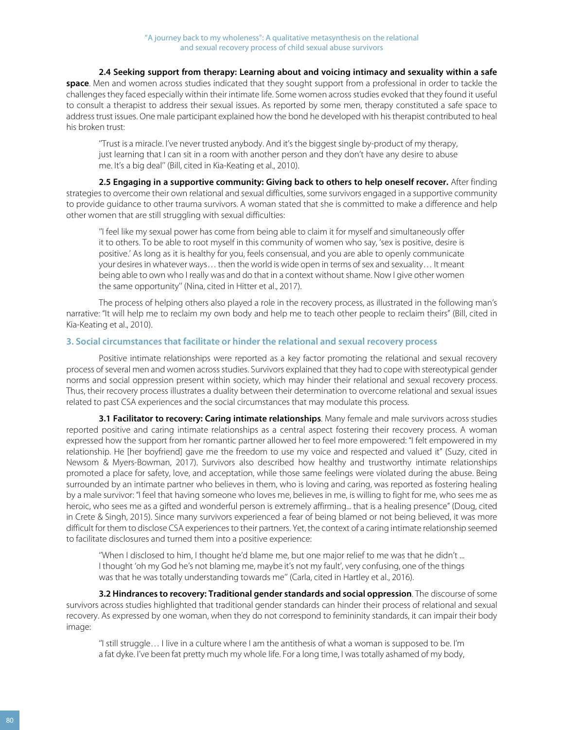**2.4 Seeking support from therapy: Learning about and voicing intimacy and sexuality within a safe space**. Men and women across studies indicated that they sought support from a professional in order to tackle the challenges they faced especially within their intimate life. Some women across studies evoked that they found it useful to consult a therapist to address their sexual issues. As reported by some men, therapy constituted a safe space to address trust issues. One male participant explained how the bond he developed with his therapist contributed to heal his broken trust:

> "Trust is a miracle. I've never trusted anybody. And it's the biggest single by-product of my therapy, just learning that I can sit in a room with another person and they don't have any desire to abuse me. It's a big deal" (Bill, cited in Kia-Keating et al., 2010).

**2.5 Engaging in a supportive community: Giving back to others to help oneself recover.** After finding strategies to overcome their own relational and sexual difficulties, some survivors engaged in a supportive community to provide guidance to other trauma survivors. A woman stated that she is committed to make a difference and help other women that are still struggling with sexual difficulties:

> "I feel like my sexual power has come from being able to claim it for myself and simultaneously offer it to others. To be able to root myself in this community of women who say, 'sex is positive, desire is positive.' As long as it is healthy for you, feels consensual, and you are able to openly communicate your desires in whatever ways… then the world is wide open in terms of sex and sexuality… It meant being able to own who I really was and do that in a context without shame. Now I give other women the same opportunity" (Nina, cited in Hitter et al., 2017).

The process of helping others also played a role in the recovery process, as illustrated in the following man's narrative: "It will help me to reclaim my own body and help me to teach other people to reclaim theirs" (Bill, cited in Kia-Keating et al., 2010).

### 3. Social circumstances that facilitate or hinder the relational and sexual recovery process

Positive intimate relationships were reported as a key factor promoting the relational and sexual recovery process of several men and women across studies. Survivors explained that they had to cope with stereotypical gender norms and social oppression present within society, which may hinder their relational and sexual recovery process. Thus, their recovery process illustrates a duality between their determination to overcome relational and sexual issues related to past CSA experiences and the social circumstances that may modulate this process.

**3.1 Facilitator to recovery: Caring intimate relationships**. Many female and male survivors across studies reported positive and caring intimate relationships as a central aspect fostering their recovery process. A woman expressed how the support from her romantic partner allowed her to feel more empowered: "I felt empowered in my relationship. He [her boyfriend] gave me the freedom to use my voice and respected and valued it" (Suzy, cited in Newsom & Myers-Bowman, 2017). Survivors also described how healthy and trustworthy intimate relationships promoted a place for safety, love, and acceptation, while those same feelings were violated during the abuse. Being surrounded by an intimate partner who believes in them, who is loving and caring, was reported as fostering healing by a male survivor: "I feel that having someone who loves me, believes in me, is willing to fight for me, who sees me as heroic, who sees me as a gifted and wonderful person is extremely affirming... that is a healing presence" (Doug, cited in Crete & Singh, 2015). Since many survivors experienced a fear of being blamed or not being believed, it was more difficult for them to disclose CSA experiences to their partners. Yet, the context of a caring intimate relationship seemed to facilitate disclosures and turned them into a positive experience:

> "When I disclosed to him, I thought he'd blame me, but one major relief to me was that he didn't ... I thought 'oh my God he's not blaming me, maybe it's not my fault', very confusing, one of the things was that he was totally understanding towards me" (Carla, cited in Hartley et al., 2016).

**3.2 Hindrances to recovery: Traditional gender standards and social oppression**. The discourse of some survivors across studies highlighted that traditional gender standards can hinder their process of relational and sexual recovery. As expressed by one woman, when they do not correspond to femininity standards, it can impair their body image:

> "I still struggle… I live in a culture where I am the antithesis of what a woman is supposed to be. I'm a fat dyke. I've been fat pretty much my whole life. For a long time, I was totally ashamed of my body,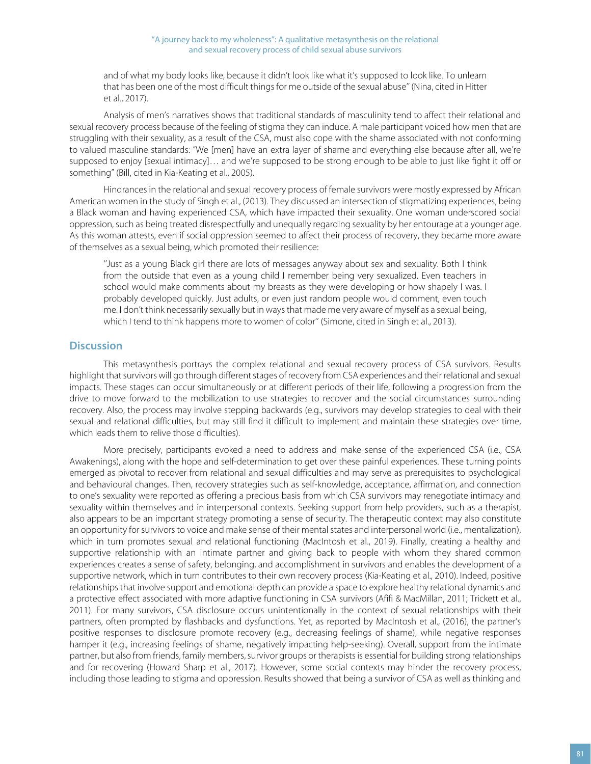and of what my body looks like, because it didn't look like what it's supposed to look like. To unlearn that has been one of the most difficult things for me outside of the sexual abuse" (Nina, cited in Hitter et al., 2017).

Analysis of men's narratives shows that traditional standards of masculinity tend to affect their relational and sexual recovery process because of the feeling of stigma they can induce. A male participant voiced how men that are struggling with their sexuality, as a result of the CSA, must also cope with the shame associated with not conforming to valued masculine standards: "We [men] have an extra layer of shame and everything else because after all, we're supposed to enjoy [sexual intimacy]… and we're supposed to be strong enough to be able to just like fight it off or something" (Bill, cited in Kia-Keating et al., 2005).

Hindrances in the relational and sexual recovery process of female survivors were mostly expressed by African American women in the study of Singh et al., (2013). They discussed an intersection of stigmatizing experiences, being a Black woman and having experienced CSA, which have impacted their sexuality. One woman underscored social oppression, such as being treated disrespectfully and unequally regarding sexuality by her entourage at a younger age. As this woman attests, even if social oppression seemed to affect their process of recovery, they became more aware of themselves as a sexual being, which promoted their resilience:

> "Just as a young Black girl there are lots of messages anyway about sex and sexuality. Both I think from the outside that even as a young child I remember being very sexualized. Even teachers in school would make comments about my breasts as they were developing or how shapely I was. I probably developed quickly. Just adults, or even just random people would comment, even touch me. I don't think necessarily sexually but in ways that made me very aware of myself as a sexual being, which I tend to think happens more to women of color" (Simone, cited in Singh et al., 2013).

## Discussion

This metasynthesis portrays the complex relational and sexual recovery process of CSA survivors. Results highlight that survivors will go through different stages of recovery from CSA experiences and their relational and sexual impacts. These stages can occur simultaneously or at different periods of their life, following a progression from the drive to move forward to the mobilization to use strategies to recover and the social circumstances surrounding recovery. Also, the process may involve stepping backwards (e.g., survivors may develop strategies to deal with their sexual and relational difficulties, but may still find it difficult to implement and maintain these strategies over time, which leads them to relive those difficulties).

More precisely, participants evoked a need to address and make sense of the experienced CSA (i.e., CSA Awakenings), along with the hope and self-determination to get over these painful experiences. These turning points emerged as pivotal to recover from relational and sexual difficulties and may serve as prerequisites to psychological and behavioural changes. Then, recovery strategies such as self-knowledge, acceptance, affirmation, and connection to one's sexuality were reported as offering a precious basis from which CSA survivors may renegotiate intimacy and sexuality within themselves and in interpersonal contexts. Seeking support from help providers, such as a therapist, also appears to be an important strategy promoting a sense of security. The therapeutic context may also constitute an opportunity for survivors to voice and make sense of their mental states and interpersonal world (i.e., mentalization), which in turn promotes sexual and relational functioning (MacIntosh et al., 2019). Finally, creating a healthy and supportive relationship with an intimate partner and giving back to people with whom they shared common experiences creates a sense of safety, belonging, and accomplishment in survivors and enables the development of a supportive network, which in turn contributes to their own recovery process (Kia-Keating et al., 2010). Indeed, positive relationships that involve support and emotional depth can provide a space to explore healthy relational dynamics and a protective effect associated with more adaptive functioning in CSA survivors (Afifi & MacMillan, 2011; Trickett et al., 2011). For many survivors, CSA disclosure occurs unintentionally in the context of sexual relationships with their partners, often prompted by flashbacks and dysfunctions. Yet, as reported by MacIntosh et al., (2016), the partner's positive responses to disclosure promote recovery (e.g., decreasing feelings of shame), while negative responses hamper it (e.g., increasing feelings of shame, negatively impacting help-seeking). Overall, support from the intimate partner, but also from friends, family members, survivor groups or therapists is essential for building strong relationships and for recovering (Howard Sharp et al., 2017). However, some social contexts may hinder the recovery process, including those leading to stigma and oppression. Results showed that being a survivor of CSA as well as thinking and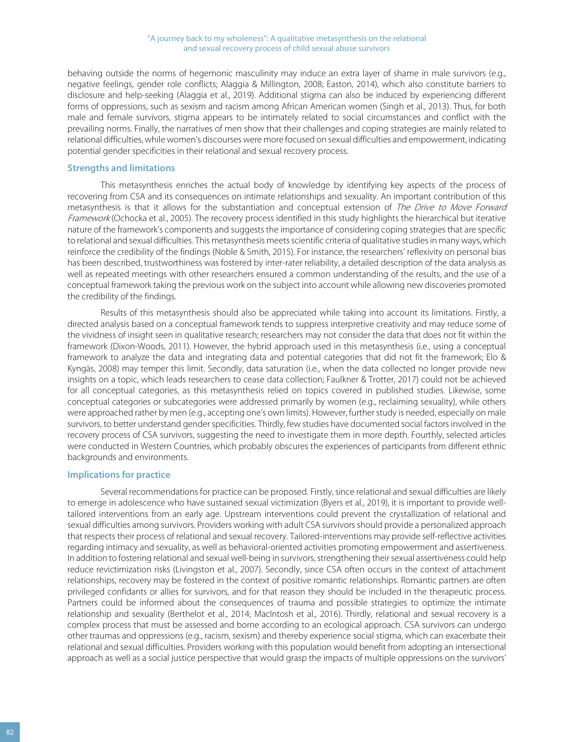behaving outside the norms of hegemonic masculinity may induce an extra layer of shame in male survivors (e.g., negative feelings, gender role conflicts; Alaggia & Millington, 2008; Easton, 2014), which also constitute barriers to disclosure and help-seeking (Alaggia et al., 2019). Additional stigma can also be induced by experiencing different forms of oppressions, such as sexism and racism among African American women (Singh et al., 2013). Thus, for both male and female survivors, stigma appears to be intimately related to social circumstances and conflict with the prevailing norms. Finally, the narratives of men show that their challenges and coping strategies are mainly related to relational difficulties, while women's discourses were more focused on sexual difficulties and empowerment, indicating potential gender specificities in their relational and sexual recovery process.

### Strengths and limitations

This metasynthesis enriches the actual body of knowledge by identifying key aspects of the process of recovering from CSA and its consequences on intimate relationships and sexuality. An important contribution of this metasynthesis is that it allows for the substantiation and conceptual extension of *The Drive to Move Forward Framework* (Ochocka et al., 2005). The recovery process identified in this study highlights the hierarchical but iterative nature of the framework's components and suggests the importance of considering coping strategies that are specific to relational and sexual difficulties. This metasynthesis meets scientific criteria of qualitative studies in many ways, which reinforce the credibility of the findings (Noble & Smith, 2015). For instance, the researchers' reflexivity on personal bias has been described, trustworthiness was fostered by inter-rater reliability, a detailed description of the data analysis as well as repeated meetings with other researchers ensured a common understanding of the results, and the use of a conceptual framework taking the previous work on the subject into account while allowing new discoveries promoted the credibility of the findings.

Results of this metasynthesis should also be appreciated while taking into account its limitations. Firstly, a directed analysis based on a conceptual framework tends to suppress interpretive creativity and may reduce some of the vividness of insight seen in qualitative research; researchers may not consider the data that does not fit within the framework (Dixon-Woods, 2011). However, the hybrid approach used in this metasynthesis (i.e., using a conceptual framework to analyze the data and integrating data and potential categories that did not fit the framework; Elo & Kyngäs, 2008) may temper this limit. Secondly, data saturation (i.e., when the data collected no longer provide new insights on a topic, which leads researchers to cease data collection; Faulkner & Trotter, 2017) could not be achieved for all conceptual categories, as this metasynthesis relied on topics covered in published studies. Likewise, some conceptual categories or subcategories were addressed primarily by women (e.g., reclaiming sexuality), while others were approached rather by men (e.g., accepting one's own limits). However, further study is needed, especially on male survivors, to better understand gender specificities. Thirdly, few studies have documented social factors involved in the recovery process of CSA survivors, suggesting the need to investigate them in more depth. Fourthly, selected articles were conducted in Western Countries, which probably obscures the experiences of participants from different ethnic backgrounds and environments.

### Implications for practice

Several recommendations for practice can be proposed. Firstly, since relational and sexual difficulties are likely to emerge in adolescence who have sustained sexual victimization (Byers et al., 2019), it is important to provide well-tailored interventions from an early age. Upstream interventions could prevent the crystallization of relational and sexual difficulties among survivors. Providers working with adult CSA survivors should provide a personalized approach that respects their process of relational and sexual recovery. Tailored-interventions may provide self-reflective activities regarding intimacy and sexuality, as well as behavioral-oriented activities promoting empowerment and assertiveness. In addition to fostering relational and sexual well-being in survivors, strengthening their sexual assertiveness could help reduce revictimization risks (Livingston et al., 2007). Secondly, since CSA often occurs in the context of attachment relationships, recovery may be fostered in the context of positive romantic relationships. Romantic partners are often privileged confidants or allies for survivors, and for that reason they should be included in the therapeutic process. Partners could be informed about the consequences of trauma and possible strategies to optimize the intimate relationship and sexuality (Berthelot et al., 2014; MacIntosh et al., 2016). Thirdly, relational and sexual recovery is a complex process that must be assessed and borne according to an ecological approach. CSA survivors can undergo other traumas and oppressions (e.g., racism, sexism) and thereby experience social stigma, which can exacerbate their relational and sexual difficulties. Providers working with this population would benefit from adopting an intersectional approach as well as a social justice perspective that would grasp the impacts of multiple oppressions on the survivors'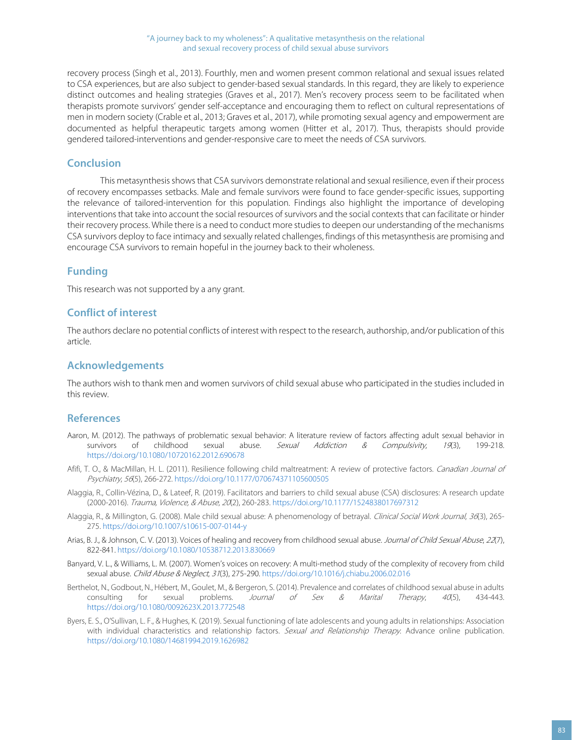recovery process (Singh et al., 2013). Fourthly, men and women present common relational and sexual issues related to CSA experiences, but are also subject to gender-based sexual standards. In this regard, they are likely to experience distinct outcomes and healing strategies (Graves et al., 2017). Men's recovery process seem to be facilitated when therapists promote survivors' gender self-acceptance and encouraging them to reflect on cultural representations of men in modern society (Crable et al., 2013; Graves et al., 2017), while promoting sexual agency and empowerment are documented as helpful therapeutic targets among women (Hitter et al., 2017). Thus, therapists should provide gendered tailored-interventions and gender-responsive care to meet the needs of CSA survivors.

## Conclusion

This metasynthesis shows that CSA survivors demonstrate relational and sexual resilience, even if their process of recovery encompasses setbacks. Male and female survivors were found to face gender-specific issues, supporting the relevance of tailored-intervention for this population. Findings also highlight the importance of developing interventions that take into account the social resources of survivors and the social contexts that can facilitate or hinder their recovery process. While there is a need to conduct more studies to deepen our understanding of the mechanisms CSA survivors deploy to face intimacy and sexually related challenges, findings of this metasynthesis are promising and encourage CSA survivors to remain hopeful in the journey back to their wholeness.

## Funding

This research was not supported by a any grant.

## Conflict of interest

The authors declare no potential conflicts of interest with respect to the research, authorship, and/or publication of this article.

## Acknowledgements

The authors wish to thank men and women survivors of child sexual abuse who participated in the studies included in this review.

## References

Aaron, M. (2012). The pathways of problematic sexual behavior: A literature review of factors affecting adult sexual behavior in survivors of childhood sexual abuse. *Sexual Addiction & Compulsivity*, *19*(3), 199-218. https://doi.org/10.1080/10720162.2012.690678

Afifi, T. O., & MacMillan, H. L. (2011). Resilience following child maltreatment: A review of protective factors. *Canadian Journal of Psychiatry*, *56*(5), 266-272. https://doi.org/10.1177/070674371105600505

Alaggia, R., Collin-Vézina, D., & Lateef, R. (2019). Facilitators and barriers to child sexual abuse (CSA) disclosures: A research update (2000-2016). *Trauma, Violence, & Abuse*, *20*(2), 260-283. https://doi.org/10.1177/1524838017697312

Alaggia, R., & Millington, G. (2008). Male child sexual abuse: A phenomenology of betrayal. *Clinical Social Work Journal*, *36*(3), 265-275. https://doi.org/10.1007/s10615-007-0144-y

Arias, B. J., & Johnson, C. V. (2013). Voices of healing and recovery from childhood sexual abuse. *Journal of Child Sexual Abuse*, *22*(7), 822-841. https://doi.org/10.1080/10538712.2013.830669

Banyard, V. L., & Williams, L. M. (2007). Women's voices on recovery: A multi-method study of the complexity of recovery from child sexual abuse. *Child Abuse & Neglect*, *31*(3), 275-290. https://doi.org/10.1016/j.chiabu.2006.02.016

Berthelot, N., Godbout, N., Hébert, M., Goulet, M., & Bergeron, S. (2014). Prevalence and correlates of childhood sexual abuse in adults consulting for sexual problems. *Journal of Sex & Marital Therapy*, *40*(5), 434-443. https://doi.org/10.1080/0092623X.2013.772548

Byers, E. S., O'Sullivan, L. F., & Hughes, K. (2019). Sexual functioning of late adolescents and young adults in relationships: Association with individual characteristics and relationship factors. *Sexual and Relationship Therapy*. Advance online publication. https://doi.org/10.1080/14681994.2019.1626982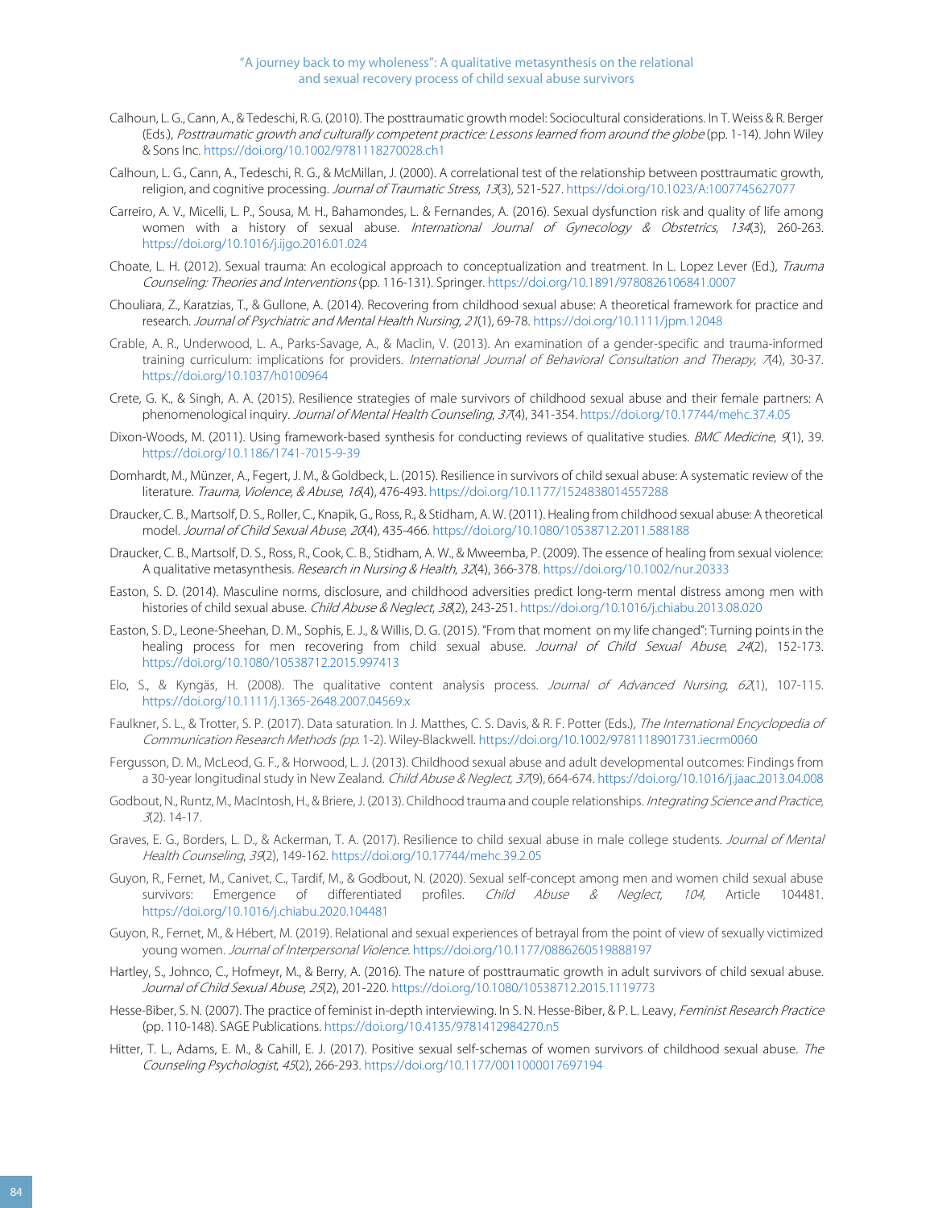Calhoun, L. G., Cann, A., & Tedeschi, R. G. (2010). The posttraumatic growth model: Sociocultural considerations. In T. Weiss & R. Berger (Eds.), *Posttraumatic growth and culturally competent practice: Lessons learned from around the globe* (pp. 1-14). John Wiley & Sons Inc. https://doi.org/10.1002/9781118270028.ch1

Calhoun, L. G., Cann, A., Tedeschi, R. G., & McMillan, J. (2000). A correlational test of the relationship between posttraumatic growth, religion, and cognitive processing. *Journal of Traumatic Stress*, *13*(3), 521-527. https://doi.org/10.1023/A:1007745627077

Carreiro, A. V., Micelli, L. P., Sousa, M. H., Bahamondes, L. & Fernandes, A. (2016). Sexual dysfunction risk and quality of life among women with a history of sexual abuse. *International Journal of Gynecology & Obstetrics*, *134*(3), 260-263. https://doi.org/10.1016/j.ijgo.2016.01.024

Choate, L. H. (2012). Sexual trauma: An ecological approach to conceptualization and treatment. In L. Lopez Lever (Ed.), *Trauma Counseling: Theories and Interventions* (pp. 116-131). Springer. https://doi.org/10.1891/9780826106841.0007

Chouliara, Z., Karatzias, T., & Gullone, A. (2014). Recovering from childhood sexual abuse: A theoretical framework for practice and research. *Journal of Psychiatric and Mental Health Nursing*, *21*(1), 69-78. https://doi.org/10.1111/jpm.12048

Crable, A. R., Underwood, L. A., Parks-Savage, A., & Maclin, V. (2013). An examination of a gender-specific and trauma-informed training curriculum: implications for providers. *International Journal of Behavioral Consultation and Therapy*, *7*(4), 30-37. https://doi.org/10.1037/h0100964

Crete, G. K., & Singh, A. A. (2015). Resilience strategies of male survivors of childhood sexual abuse and their female partners: A phenomenological inquiry. *Journal of Mental Health Counseling*, *37*(4), 341-354. https://doi.org/10.17744/mehc.37.4.05

Dixon-Woods, M. (2011). Using framework-based synthesis for conducting reviews of qualitative studies. *BMC Medicine*, *9*(1), 39. https://doi.org/10.1186/1741-7015-9-39

Domhardt, M., Münzer, A., Fegert, J. M., & Goldbeck, L. (2015). Resilience in survivors of child sexual abuse: A systematic review of the literature. *Trauma, Violence, & Abuse*, *16*(4), 476-493. https://doi.org/10.1177/1524838014557288

Draucker, C. B., Martsolf, D. S., Roller, C., Knapik, G., Ross, R., & Stidham, A. W. (2011). Healing from childhood sexual abuse: A theoretical model. *Journal of Child Sexual Abuse*, *20*(4), 435-466. https://doi.org/10.1080/10538712.2011.588188

Draucker, C. B., Martsolf, D. S., Ross, R., Cook, C. B., Stidham, A. W., & Mweemba, P. (2009). The essence of healing from sexual violence: A qualitative metasynthesis. *Research in Nursing & Health*, *32*(4), 366-378. https://doi.org/10.1002/nur.20333

Easton, S. D. (2014). Masculine norms, disclosure, and childhood adversities predict long-term mental distress among men with histories of child sexual abuse. *Child Abuse & Neglect*, *38*(2), 243-251. https://doi.org/10.1016/j.chiabu.2013.08.020

Easton, S. D., Leone-Sheehan, D. M., Sophis, E. J., & Willis, D. G. (2015). "From that moment on my life changed": Turning points in the healing process for men recovering from child sexual abuse. *Journal of Child Sexual Abuse*, *24*(2), 152-173. https://doi.org/10.1080/10538712.2015.997413

Elo, S., & Kyngäs, H. (2008). The qualitative content analysis process. *Journal of Advanced Nursing*, *62*(1), 107-115. https://doi.org/10.1111/j.1365-2648.2007.04569.x

Faulkner, S. L., & Trotter, S. P. (2017). Data saturation. In J. Matthes, C. S. Davis, & R. F. Potter (Eds.), *The International Encyclopedia of Communication Research Methods (pp.* 1-2). Wiley-Blackwell. https://doi.org/10.1002/9781118901731.iecrm0060

Fergusson, D. M., McLeod, G. F., & Horwood, L. J. (2013). Childhood sexual abuse and adult developmental outcomes: Findings from a 30-year longitudinal study in New Zealand. *Child Abuse & Neglect, 37*(9), 664-674. https://doi.org/10.1016/j.jaac.2013.04.008

Godbout, N., Runtz, M., MacIntosh, H., & Briere, J. (2013). Childhood trauma and couple relationships. *Integrating Science and Practice*, *3*(2). 14-17.

Graves, E. G., Borders, L. D., & Ackerman, T. A. (2017). Resilience to child sexual abuse in male college students. *Journal of Mental Health Counseling*, *39*(2), 149-162. https://doi.org/10.17744/mehc.39.2.05

Guyon, R., Fernet, M., Canivet, C., Tardif, M., & Godbout, N. (2020). Sexual self-concept among men and women child sexual abuse survivors: Emergence of differentiated profiles. *Child Abuse & Neglect*, *104*, Article 104481. https://doi.org/10.1016/j.chiabu.2020.104481

Guyon, R., Fernet, M., & Hébert, M. (2019). Relational and sexual experiences of betrayal from the point of view of sexually victimized young women. *Journal of Interpersonal Violence*. https://doi.org/10.1177/0886260519888197

Hartley, S., Johnco, C., Hofmeyr, M., & Berry, A. (2016). The nature of posttraumatic growth in adult survivors of child sexual abuse. *Journal of Child Sexual Abuse*, *25*(2), 201-220. https://doi.org/10.1080/10538712.2015.1119773

Hesse-Biber, S. N. (2007). The practice of feminist in-depth interviewing. In S. N. Hesse-Biber, & P. L. Leavy, *Feminist Research Practice* (pp. 110-148). SAGE Publications. https://doi.org/10.4135/9781412984270.n5

Hitter, T. L., Adams, E. M., & Cahill, E. J. (2017). Positive sexual self-schemas of women survivors of childhood sexual abuse. *The Counseling Psychologist*, *45*(2), 266-293. https://doi.org/10.1177/0011000017697194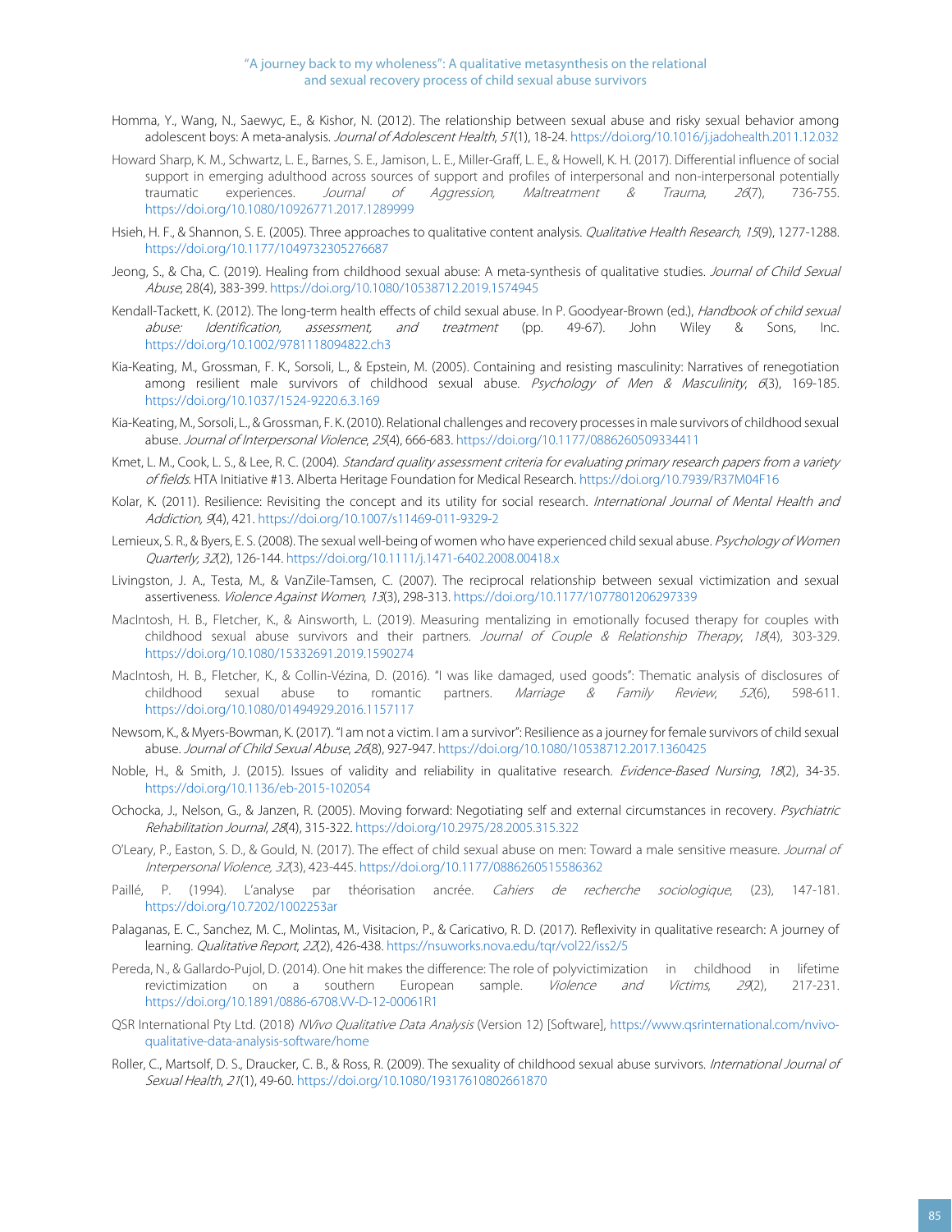Homma, Y., Wang, N., Saewyc, E., & Kishor, N. (2012). The relationship between sexual abuse and risky sexual behavior among adolescent boys: A meta-analysis. *Journal of Adolescent Health*, *51*(1), 18-24. https://doi.org/10.1016/j.jadohealth.2011.12.032

Howard Sharp, K. M., Schwartz, L. E., Barnes, S. E., Jamison, L. E., Miller-Graff, L. E., & Howell, K. H. (2017). Differential influence of social support in emerging adulthood across sources of support and profiles of interpersonal and non-interpersonal potentially traumatic experiences. *Journal of Aggression, Maltreatment & Trauma*, *26*(7), 736-755. https://doi.org/10.1080/10926771.2017.1289999

Hsieh, H. F., & Shannon, S. E. (2005). Three approaches to qualitative content analysis. *Qualitative Health Research, 15*(9), 1277-1288. https://doi.org/10.1177/1049732305276687

Jeong, S., & Cha, C. (2019). Healing from childhood sexual abuse: A meta-synthesis of qualitative studies. *Journal of Child Sexual Abuse*, 28(4), 383-399. https://doi.org/10.1080/10538712.2019.1574945

Kendall-Tackett, K. (2012). The long-term health effects of child sexual abuse. In P. Goodyear-Brown (ed.), *Handbook of child sexual abuse: Identification, assessment, and treatment* (pp. 49-67). John Wiley & Sons, Inc. https://doi.org/10.1002/9781118094822.ch3

Kia-Keating, M., Grossman, F. K., Sorsoli, L., & Epstein, M. (2005). Containing and resisting masculinity: Narratives of renegotiation among resilient male survivors of childhood sexual abuse. *Psychology of Men & Masculinity*, *6*(3), 169-185. https://doi.org/10.1037/1524-9220.6.3.169

Kia-Keating, M., Sorsoli, L., & Grossman, F. K. (2010). Relational challenges and recovery processes in male survivors of childhood sexual abuse. *Journal of Interpersonal Violence*, *25*(4), 666-683. https://doi.org/10.1177/0886260509334411

Kmet, L. M., Cook, L. S., & Lee, R. C. (2004). *Standard quality assessment criteria for evaluating primary research papers from a variety of fields*. HTA Initiative #13. Alberta Heritage Foundation for Medical Research. https://doi.org/10.7939/R37M04F16

Kolar, K. (2011). Resilience: Revisiting the concept and its utility for social research. *International Journal of Mental Health and Addiction, 9*(4), 421. https://doi.org/10.1007/s11469-011-9329-2

Lemieux, S. R., & Byers, E. S. (2008). The sexual well-being of women who have experienced child sexual abuse. *Psychology of Women Quarterly, 32*(2), 126-144. https://doi.org/10.1111/j.1471-6402.2008.00418.x

Livingston, J. A., Testa, M., & VanZile-Tamsen, C. (2007). The reciprocal relationship between sexual victimization and sexual assertiveness. *Violence Against Women*, *13*(3), 298-313. https://doi.org/10.1177/1077801206297339

MacIntosh, H. B., Fletcher, K., & Ainsworth, L. (2019). Measuring mentalizing in emotionally focused therapy for couples with childhood sexual abuse survivors and their partners. *Journal of Couple & Relationship Therapy*, *18*(4), 303-329. https://doi.org/10.1080/15332691.2019.1590274

MacIntosh, H. B., Fletcher, K., & Collin-Vézina, D. (2016). "I was like damaged, used goods": Thematic analysis of disclosures of childhood sexual abuse to romantic partners. *Marriage & Family Review*, *52*(6), 598-611. https://doi.org/10.1080/01494929.2016.1157117

Newsom, K., & Myers-Bowman, K. (2017). "I am not a victim. I am a survivor": Resilience as a journey for female survivors of child sexual abuse. *Journal of Child Sexual Abuse*, *26*(8), 927-947. https://doi.org/10.1080/10538712.2017.1360425

Noble, H., & Smith, J. (2015). Issues of validity and reliability in qualitative research. *Evidence-Based Nursing*, *18*(2), 34-35. https://doi.org/10.1136/eb-2015-102054

Ochocka, J., Nelson, G., & Janzen, R. (2005). Moving forward: Negotiating self and external circumstances in recovery. *Psychiatric Rehabilitation Journal*, *28*(4), 315-322. https://doi.org/10.2975/28.2005.315.322

O'Leary, P., Easton, S. D., & Gould, N. (2017). The effect of child sexual abuse on men: Toward a male sensitive measure. *Journal of Interpersonal Violence, 32*(3), 423-445. https://doi.org/10.1177/0886260515586362

Paillé, P. (1994). L'analyse par théorisation ancrée. *Cahiers de recherche sociologique*, (23), 147-181. https://doi.org/10.7202/1002253ar

Palaganas, E. C., Sanchez, M. C., Molintas, M., Visitacion, P., & Caricativo, R. D. (2017). Reflexivity in qualitative research: A journey of learning. *Qualitative Report*, *22*(2), 426-438. https://nsuworks.nova.edu/tqr/vol22/iss2/5

Pereda, N., & Gallardo-Pujol, D. (2014). One hit makes the difference: The role of polyvictimization in childhood in lifetime revictimization on a southern European sample. *Violence and Victims*, *29*(2), 217-231. https://doi.org/10.1891/0886-6708.VV-D-12-00061R1

QSR International Pty Ltd. (2018) *NVivo Qualitative Data Analysis* (Version 12) [Software], https://www.qsrinternational.com/nvivo-qualitative-data-analysis-software/home

Roller, C., Martsolf, D. S., Draucker, C. B., & Ross, R. (2009). The sexuality of childhood sexual abuse survivors. *International Journal of Sexual Health*, *21*(1), 49-60. https://doi.org/10.1080/19317610802661870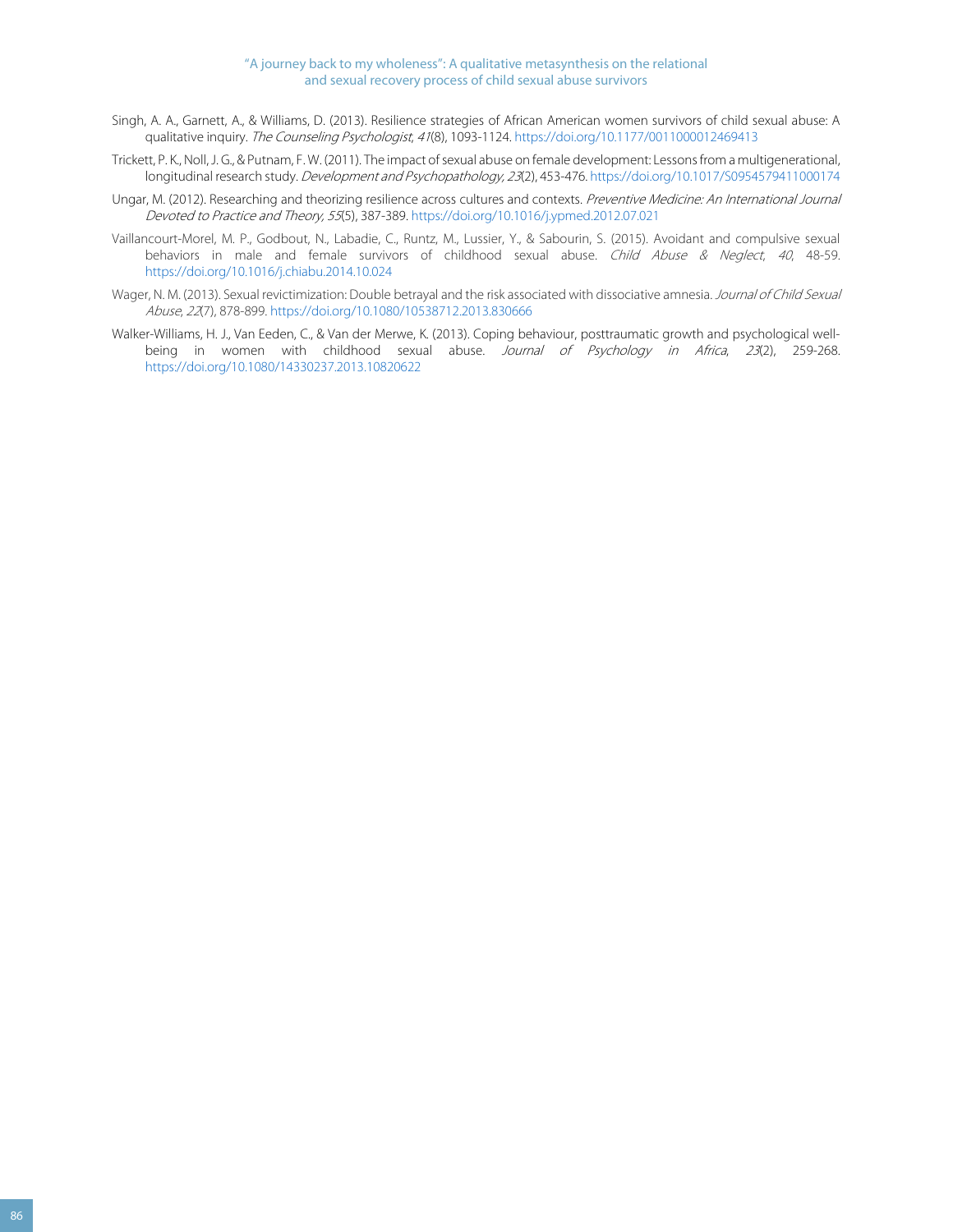Singh, A. A., Garnett, A., & Williams, D. (2013). Resilience strategies of African American women survivors of child sexual abuse: A qualitative inquiry. *The Counseling Psychologist*, *41*(8), 1093-1124. https://doi.org/10.1177/0011000012469413

Trickett, P. K., Noll, J. G., & Putnam, F. W. (2011). The impact of sexual abuse on female development: Lessons from a multigenerational, longitudinal research study. *Development and Psychopathology, 23*(2), 453-476. https://doi.org/10.1017/S0954579411000174

Ungar, M. (2012). Researching and theorizing resilience across cultures and contexts. *Preventive Medicine: An International Journal Devoted to Practice and Theory, 55*(5), 387-389. https://doi.org/10.1016/j.ypmed.2012.07.021

Vaillancourt-Morel, M. P., Godbout, N., Labadie, C., Runtz, M., Lussier, Y., & Sabourin, S. (2015). Avoidant and compulsive sexual behaviors in male and female survivors of childhood sexual abuse. *Child Abuse & Neglect*, *40*, 48-59. https://doi.org/10.1016/j.chiabu.2014.10.024

Wager, N. M. (2013). Sexual revictimization: Double betrayal and the risk associated with dissociative amnesia. *Journal of Child Sexual Abuse*, *22*(7), 878-899. https://doi.org/10.1080/10538712.2013.830666

Walker-Williams, H. J., Van Eeden, C., & Van der Merwe, K. (2013). Coping behaviour, posttraumatic growth and psychological well-being in women with childhood sexual abuse. *Journal of Psychology in Africa*, *23*(2), 259-268. https://doi.org/10.1080/14330237.2013.10820622